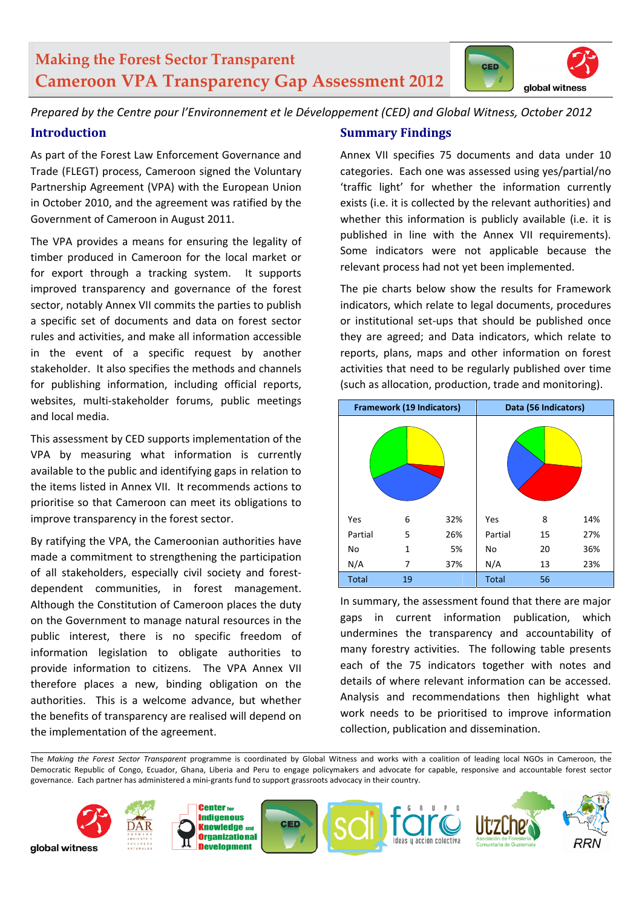# Making the Forest Sector Transparent
# Cameroon VPA Transparency Gap Assessment 2012

*Prepared by the Centre pour l'Environnement et le Développement (CED) and Global Witness, October 2012*

## Introduction

As part of the Forest Law Enforcement Governance and Trade (FLEGT) process, Cameroon signed the Voluntary Partnership Agreement (VPA) with the European Union in October 2010, and the agreement was ratified by the Government of Cameroon in August 2011.

The VPA provides a means for ensuring the legality of timber produced in Cameroon for the local market or for export through a tracking system. It supports improved transparency and governance of the forest sector, notably Annex VII commits the parties to publish a specific set of documents and data on forest sector rules and activities, and make all information accessible in the event of a specific request by another stakeholder. It also specifies the methods and channels for publishing information, including official reports, websites, multi-stakeholder forums, public meetings and local media.

This assessment by CED supports implementation of the VPA by measuring what information is currently available to the public and identifying gaps in relation to the items listed in Annex VII. It recommends actions to prioritise so that Cameroon can meet its obligations to improve transparency in the forest sector.

By ratifying the VPA, the Cameroonian authorities have made a commitment to strengthening the participation of all stakeholders, especially civil society and forest-dependent communities, in forest management. Although the Constitution of Cameroon places the duty on the Government to manage natural resources in the public interest, there is no specific freedom of information legislation to obligate authorities to provide information to citizens. The VPA Annex VII therefore places a new, binding obligation on the authorities. This is a welcome advance, but whether the benefits of transparency are realised will depend on the implementation of the agreement.

## Summary Findings

Annex VII specifies 75 documents and data under 10 categories. Each one was assessed using yes/partial/no 'traffic light' for whether the information currently exists (i.e. it is collected by the relevant authorities) and whether this information is publicly available (i.e. it is published in line with the Annex VII requirements). Some indicators were not applicable because the relevant process had not yet been implemented.

The pie charts below show the results for Framework indicators, which relate to legal documents, procedures or institutional set-ups that should be published once they are agreed; and Data indicators, which relate to reports, plans, maps and other information on forest activities that need to be regularly published over time (such as allocation, production, trade and monitoring).

| Framework (19 Indicators) | | | Data (56 Indicators) | | |
|---|---|---|---|---|---|
| Yes | 6 | 32% | Yes | 8 | 14% |
| Partial | 5 | 26% | Partial | 15 | 27% |
| No | 1 | 5% | No | 20 | 36% |
| N/A | 7 | 37% | N/A | 13 | 23% |
| Total | 19 | | Total | 56 | |

In summary, the assessment found that there are major gaps in current information publication, which undermines the transparency and accountability of many forestry activities. The following table presents each of the 75 indicators together with notes and details of where relevant information can be accessed. Analysis and recommendations then highlight what work needs to be prioritised to improve information collection, publication and dissemination.

The *Making the Forest Sector Transparent* programme is coordinated by Global Witness and works with a coalition of leading local NGOs in Cameroon, the Democratic Republic of Congo, Ecuador, Ghana, Liberia and Peru to engage policymakers and advocate for capable, responsive and accountable forest sector governance. Each partner has administered a mini-grants fund to support grassroots advocacy in their country.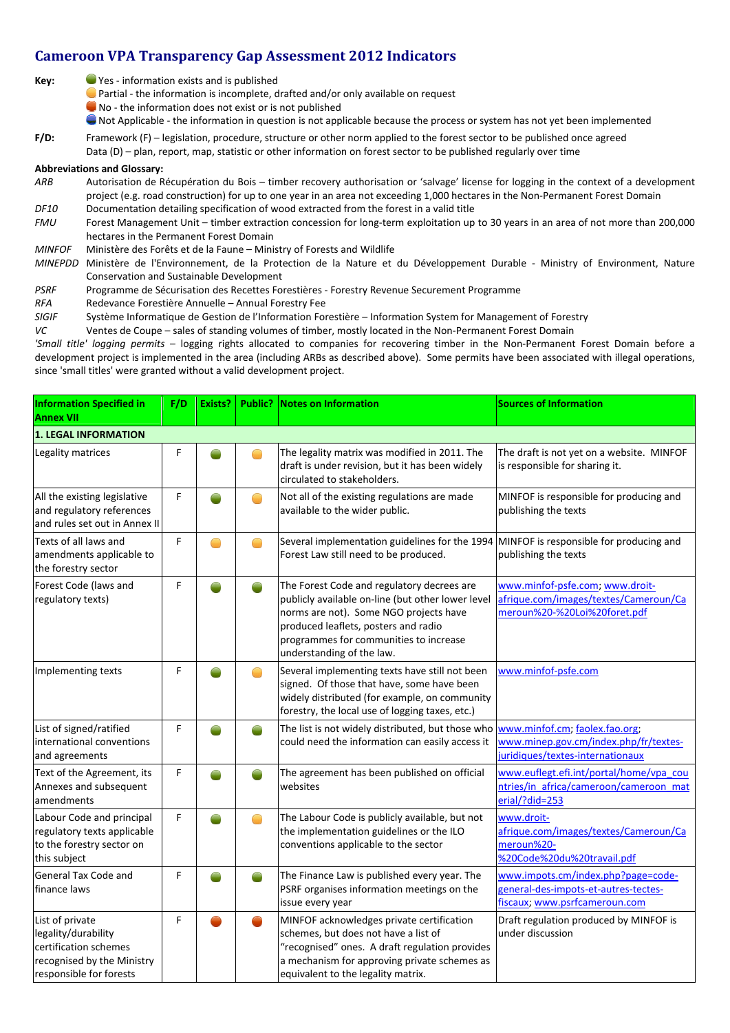## Cameroon VPA Transparency Gap Assessment 2012 Indicators

**Key:**
- 🟢 Yes - information exists and is published
- 🟡 Partial - the information is incomplete, drafted and/or only available on request
- 🔴 No - the information does not exist or is not published
- 🔵 Not Applicable - the information in question is not applicable because the process or system has not yet been implemented

**F/D:**
Framework (F) – legislation, procedure, structure or other norm applied to the forest sector to be published once agreed
Data (D) – plan, report, map, statistic or other information on forest sector to be published regularly over time

**Abbreviations and Glossary:**

*ARB* Autorisation de Récupération du Bois – timber recovery authorisation or 'salvage' license for logging in the context of a development project (e.g. road construction) for up to one year in an area not exceeding 1,000 hectares in the Non-Permanent Forest Domain

*DF10* Documentation detailing specification of wood extracted from the forest in a valid title

*FMU* Forest Management Unit – timber extraction concession for long-term exploitation up to 30 years in an area of not more than 200,000 hectares in the Permanent Forest Domain

*MINFOF* Ministère des Forêts et de la Faune – Ministry of Forests and Wildlife

*MINEPDD* Ministère de l'Environnement, de la Protection de la Nature et du Développement Durable - Ministry of Environment, Nature Conservation and Sustainable Development

*PSRF* Programme de Sécurisation des Recettes Forestières - Forestry Revenue Securement Programme

*RFA* Redevance Forestière Annuelle – Annual Forestry Fee

*SIGIF* Système Informatique de Gestion de l'Information Forestière – Information System for Management of Forestry

*VC* Ventes de Coupe – sales of standing volumes of timber, mostly located in the Non-Permanent Forest Domain

*'Small title' logging permits* – logging rights allocated to companies for recovering timber in the Non-Permanent Forest Domain before a development project is implemented in the area (including ARBs as described above). Some permits have been associated with illegal operations, since 'small titles' were granted without a valid development project.

| Information Specified in Annex VII | F/D | Exists? | Public? | Notes on Information | Sources of Information |
|---|---|---|---|---|---|
| **1. LEGAL INFORMATION** | | | | | |
| Legality matrices | F | 🟢 | 🟡 | The legality matrix was modified in 2011. The draft is under revision, but it has been widely circulated to stakeholders. | The draft is not yet on a website. MINFOF is responsible for sharing it. |
| All the existing legislative and regulatory references and rules set out in Annex II | F | 🟢 | 🟡 | Not all of the existing regulations are made available to the wider public. | MINFOF is responsible for producing and publishing the texts |
| Texts of all laws and amendments applicable to the forestry sector | F | 🟡 | 🟡 | Several implementation guidelines for the 1994 Forest Law still need to be produced. | MINFOF is responsible for producing and publishing the texts |
| Forest Code (laws and regulatory texts) | F | 🟢 | 🟢 | The Forest Code and regulatory decrees are publicly available on-line (but other lower level norms are not). Some NGO projects have produced leaflets, posters and radio programmes for communities to increase understanding of the law. | www.minfof-psfe.com; www.droit-afrique.com/images/textes/Cameroun/Cameroun%20-%20Loi%20foret.pdf |
| Implementing texts | F | 🟢 | 🟡 | Several implementing texts have still not been signed. Of those that have, some have been widely distributed (for example, on community forestry, the local use of logging taxes, etc.) | www.minfof-psfe.com |
| List of signed/ratified international conventions and agreements | F | 🟢 | 🟢 | The list is not widely distributed, but those who could need the information can easily access it | www.minfof.cm; faolex.fao.org; www.minep.gov.cm/index.php/fr/textes-juridiques/textes-internationaux |
| Text of the Agreement, its Annexes and subsequent amendments | F | 🟢 | 🟢 | The agreement has been published on official websites | www.euflegt.efi.int/portal/home/vpa_countries/in_africa/cameroon/cameroon_material/?did=253 |
| Labour Code and principal regulatory texts applicable to the forestry sector on this subject | F | 🟢 | 🟡 | The Labour Code is publicly available, but not the implementation guidelines or the ILO conventions applicable to the sector | www.droit-afrique.com/images/textes/Cameroun/Cameroun%20-%20Code%20du%20travail.pdf |
| General Tax Code and finance laws | F | 🟢 | 🟢 | The Finance Law is published every year. The PSRF organises information meetings on the issue every year | www.impots.cm/index.php?page=code-general-des-impots-et-autres-tectes-fiscaux; www.psrfcameroun.com |
| List of private legality/durability certification schemes recognised by the Ministry responsible for forests | F | 🔴 | 🔴 | MINFOF acknowledges private certification schemes, but does not have a list of "recognised" ones. A draft regulation provides a mechanism for approving private schemes as equivalent to the legality matrix. | Draft regulation produced by MINFOF is under discussion |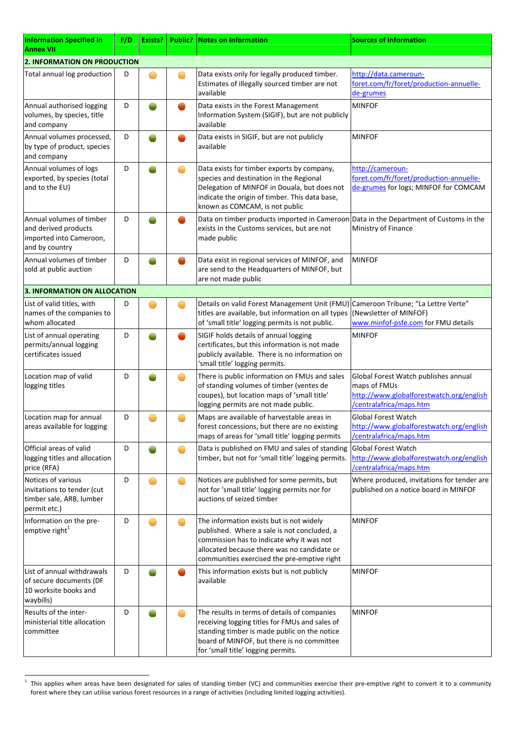| Information Specified in Annex VII | F/D | Exists? | Public? | Notes on Information | Sources of Information |
|---|---|---|---|---|---|
| **2. INFORMATION ON PRODUCTION** | | | | | |
| Total annual log production | D | 🟡 | 🟡 | Data exists only for legally produced timber. Estimates of illegally sourced timber are not available | http://data.cameroun-foret.com/fr/foret/production-annuelle-de-grumes |
| Annual authorised logging volumes, by species, title and company | D | 🟢 | 🔴 | Data exists in the Forest Management Information System (SIGIF), but are not publicly available | MINFOF |
| Annual volumes processed, by type of product, species and company | D | 🟢 | 🔴 | Data exists in SIGIF, but are not publicly available | MINFOF |
| Annual volumes of logs exported, by species (total and to the EU) | D | 🟢 | 🟡 | Data exists for timber exports by company, species and destination in the Regional Delegation of MINFOF in Douala, but does not indicate the origin of timber. This data base, known as COMCAM, is not public | http://cameroun-foret.com/fr/foret/production-annuelle-de-grumes for logs; MINFOF for COMCAM |
| Annual volumes of timber and derived products imported into Cameroon, and by country | D | 🟢 | 🔴 | Data on timber products imported in Cameroon exists in the Customs services, but are not made public | Data in the Department of Customs in the Ministry of Finance |
| Annual volumes of timber sold at public auction | D | 🟢 | 🔴 | Data exist in regional services of MINFOF, and are send to the Headquarters of MINFOF, but are not made public | MINFOF |
| **3. INFORMATION ON ALLOCATION** | | | | | |
| List of valid titles, with names of the companies to whom allocated | D | 🟡 | 🟡 | Details on valid Forest Management Unit (FMU) titles are available, but information on all types of 'small title' logging permits is not public. | Cameroon Tribune; "La Lettre Verte" (Newsletter of MINFOF) www.minfof-psfe.com for FMU details |
| List of annual operating permits/annual logging certificates issued | D | 🟢 | 🔴 | SIGIF holds details of annual logging certificates, but this information is not made publicly available. There is no information on 'small title' logging permits. | MINFOF |
| Location map of valid logging titles | D | 🟢 | 🟡 | There is public information on FMUs and sales of standing volumes of timber (ventes de coupes), but location maps of 'small title' logging permits are not made public. | Global Forest Watch publishes annual maps of FMUs http://www.globalforestwatch.org/english/centralafrica/maps.htm |
| Location map for annual areas available for logging | D | 🟡 | 🟡 | Maps are available of harvestable areas in forest concessions, but there are no existing maps of areas for 'small title' logging permits | Global Forest Watch http://www.globalforestwatch.org/english/centralafrica/maps.htm |
| Official areas of valid logging titles and allocation price (RFA) | D | 🟢 | 🟡 | Data is published on FMU and sales of standing timber, but not for 'small title' logging permits. | Global Forest Watch http://www.globalforestwatch.org/english/centralafrica/maps.htm |
| Notices of various invitations to tender (cut timber sale, ARB, lumber permit etc.) | D | 🟡 | 🟡 | Notices are published for some permits, but not for 'small title' logging permits nor for auctions of seized timber | Where produced, invitations for tender are published on a notice board in MINFOF |
| Information on the pre-emptive right[1] | D | 🟡 | 🟡 | The information exists but is not widely published. Where a sale is not concluded, a commission has to indicate why it was not allocated because there was no candidate or communities exercised the pre-emptive right | MINFOF |
| List of annual withdrawals of secure documents (DF 10 worksite books and waybills) | D | 🟢 | 🔴 | This information exists but is not publicly available | MINFOF |
| Results of the inter-ministerial title allocation committee | D | 🟢 | 🟡 | The results in terms of details of companies receiving logging titles for FMUs and sales of standing timber is made public on the notice board of MINFOF, but there is no committee for 'small title' logging permits. | MINFOF |

[1] This applies when areas have been designated for sales of standing timber (VC) and communities exercise their pre-emptive right to convert it to a community forest where they can utilise various forest resources in a range of activities (including limited logging activities).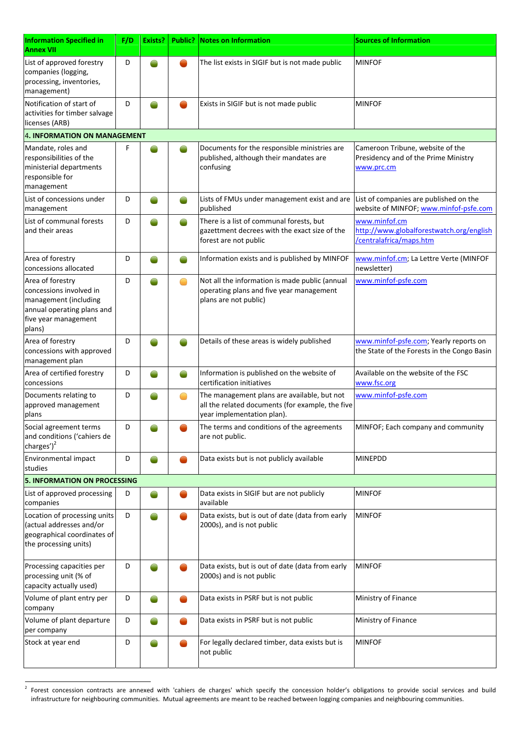| Information Specified in Annex VII | F/D | Exists? | Public? | Notes on Information | Sources of Information |
|---|---|---|---|---|---|
| List of approved forestry companies (logging, processing, inventories, management) | D | 🟢 | 🔴 | The list exists in SIGIF but is not made public | MINFOF |
| Notification of start of activities for timber salvage licenses (ARB) | D | 🟢 | 🔴 | Exists in SIGIF but is not made public | MINFOF |
| **4. INFORMATION ON MANAGEMENT** | | | | | |
| Mandate, roles and responsibilities of the ministerial departments responsible for management | F | 🟢 | 🟢 | Documents for the responsible ministries are published, although their mandates are confusing | Cameroon Tribune, website of the Presidency and of the Prime Ministry www.prc.cm |
| List of concessions under management | D | 🟢 | 🟢 | Lists of FMUs under management exist and are published | List of companies are published on the website of MINFOF; www.minfof-psfe.com |
| List of communal forests and their areas | D | 🟢 | 🟢 | There is a list of communal forests, but gazettment decrees with the exact size of the forest are not public | www.minfof.cm http://www.globalforestwatch.org/english/centralafrica/maps.htm |
| Area of forestry concessions allocated | D | 🟢 | 🟢 | Information exists and is published by MINFOF | www.minfof.cm; La Lettre Verte (MINFOF newsletter) |
| Area of forestry concessions involved in management (including annual operating plans and five year management plans) | D | 🟢 | 🟡 | Not all the information is made public (annual operating plans and five year management plans are not public) | www.minfof-psfe.com |
| Area of forestry concessions with approved management plan | D | 🟢 | 🟢 | Details of these areas is widely published | www.minfof-psfe.com; Yearly reports on the State of the Forests in the Congo Basin |
| Area of certified forestry concessions | D | 🟢 | 🟢 | Information is published on the website of certification initiatives | Available on the website of the FSC www.fsc.org |
| Documents relating to approved management plans | D | 🟢 | 🟡 | The management plans are available, but not all the related documents (for example, the five year implementation plan). | www.minfof-psfe.com |
| Social agreement terms and conditions ('cahiers de charges')[2] | D | 🟢 | 🔴 | The terms and conditions of the agreements are not public. | MINFOF; Each company and community |
| Environmental impact studies | D | 🟢 | 🔴 | Data exists but is not publicly available | MINEPDD |
| **5. INFORMATION ON PROCESSING** | | | | | |
| List of approved processing companies | D | 🟢 | 🔴 | Data exists in SIGIF but are not publicly available | MINFOF |
| Location of processing units (actual addresses and/or geographical coordinates of the processing units) | D | 🟢 | 🔴 | Data exists, but is out of date (data from early 2000s), and is not public | MINFOF |
| Processing capacities per processing unit (% of capacity actually used) | D | 🟢 | 🔴 | Data exists, but is out of date (data from early 2000s) and is not public | MINFOF |
| Volume of plant entry per company | D | 🟢 | 🔴 | Data exists in PSRF but is not public | Ministry of Finance |
| Volume of plant departure per company | D | 🟢 | 🔴 | Data exists in PSRF but is not public | Ministry of Finance |
| Stock at year end | D | 🟢 | 🔴 | For legally declared timber, data exists but is not public | MINFOF |

[2] Forest concession contracts are annexed with 'cahiers de charges' which specify the concession holder's obligations to provide social services and build infrastructure for neighbouring communities. Mutual agreements are meant to be reached between logging companies and neighbouring communities.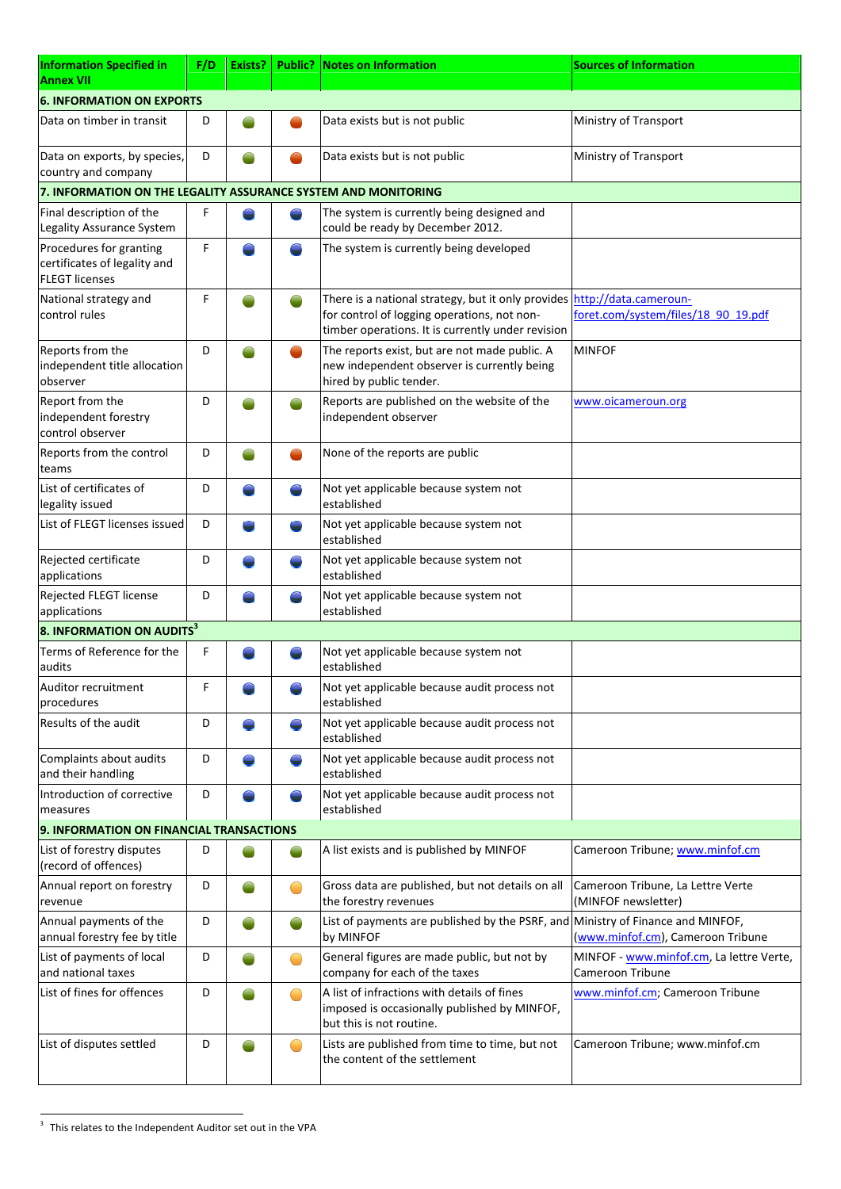| Information Specified in Annex VII | F/D | Exists? | Public? | Notes on Information | Sources of Information |
|---|---|---|---|---|---|
| **6. INFORMATION ON EXPORTS** | | | | | |
| Data on timber in transit | D | 🟢 | 🔴 | Data exists but is not public | Ministry of Transport |
| Data on exports, by species, country and company | D | 🟢 | 🔴 | Data exists but is not public | Ministry of Transport |
| **7. INFORMATION ON THE LEGALITY ASSURANCE SYSTEM AND MONITORING** | | | | | |
| Final description of the Legality Assurance System | F | 🔵 | 🔵 | The system is currently being designed and could be ready by December 2012. | |
| Procedures for granting certificates of legality and FLEGT licenses | F | 🔵 | 🔵 | The system is currently being developed | |
| National strategy and control rules | F | 🟢 | 🟢 | There is a national strategy, but it only provides for control of logging operations, not non-timber operations. It is currently under revision | http://data.cameroun-foret.com/system/files/18_90_19.pdf |
| Reports from the independent title allocation observer | D | 🟢 | 🔴 | The reports exist, but are not made public. A new independent observer is currently being hired by public tender. | MINFOF |
| Report from the independent forestry control observer | D | 🟢 | 🟢 | Reports are published on the website of the independent observer | www.oicameroun.org |
| Reports from the control teams | D | 🟢 | 🔴 | None of the reports are public | |
| List of certificates of legality issued | D | 🔵 | 🔵 | Not yet applicable because system not established | |
| List of FLEGT licenses issued | D | 🔵 | 🔵 | Not yet applicable because system not established | |
| Rejected certificate applications | D | 🔵 | 🔵 | Not yet applicable because system not established | |
| Rejected FLEGT license applications | D | 🔵 | 🔵 | Not yet applicable because system not established | |
| **8. INFORMATION ON AUDITS[3]** | | | | | |
| Terms of Reference for the audits | F | 🔵 | 🔵 | Not yet applicable because system not established | |
| Auditor recruitment procedures | F | 🔵 | 🔵 | Not yet applicable because audit process not established | |
| Results of the audit | D | 🔵 | 🔵 | Not yet applicable because audit process not established | |
| Complaints about audits and their handling | D | 🔵 | 🔵 | Not yet applicable because audit process not established | |
| Introduction of corrective measures | D | 🔵 | 🔵 | Not yet applicable because audit process not established | |
| **9. INFORMATION ON FINANCIAL TRANSACTIONS** | | | | | |
| List of forestry disputes (record of offences) | D | 🟢 | 🟢 | A list exists and is published by MINFOF | Cameroon Tribune; www.minfof.cm |
| Annual report on forestry revenue | D | 🟢 | 🟡 | Gross data are published, but not details on all the forestry revenues | Cameroon Tribune, La Lettre Verte (MINFOF newsletter) |
| Annual payments of the annual forestry fee by title | D | 🟢 | 🟢 | List of payments are published by the PSRF, and by MINFOF | Ministry of Finance and MINFOF, (www.minfof.cm), Cameroon Tribune |
| List of payments of local and national taxes | D | 🟢 | 🟡 | General figures are made public, but not by company for each of the taxes | MINFOF - www.minfof.cm, La lettre Verte, Cameroon Tribune |
| List of fines for offences | D | 🟢 | 🟡 | A list of infractions with details of fines imposed is occasionally published by MINFOF, but this is not routine. | www.minfof.cm; Cameroon Tribune |
| List of disputes settled | D | 🟢 | 🟡 | Lists are published from time to time, but not the content of the settlement | Cameroon Tribune; www.minfof.cm |

[3] This relates to the Independent Auditor set out in the VPA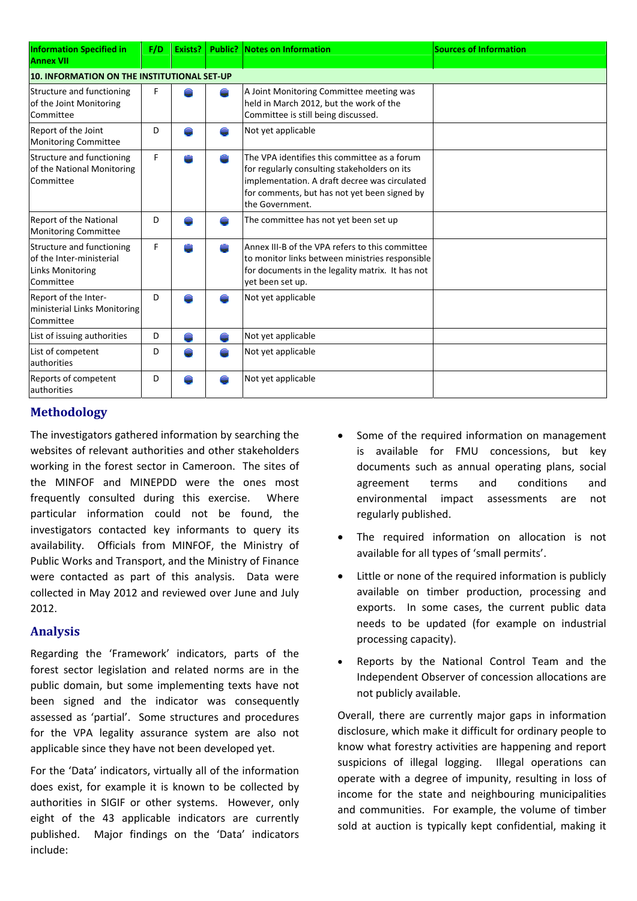| Information Specified in Annex VII | F/D | Exists? | Public? | Notes on Information | Sources of Information |
|---|---|---|---|---|---|
| **10. INFORMATION ON THE INSTITUTIONAL SET-UP** | | | | | |
| Structure and functioning of the Joint Monitoring Committee | F | | | A Joint Monitoring Committee meeting was held in March 2012, but the work of the Committee is still being discussed. | |
| Report of the Joint Monitoring Committee | D | | | Not yet applicable | |
| Structure and functioning of the National Monitoring Committee | F | | | The VPA identifies this committee as a forum for regularly consulting stakeholders on its implementation. A draft decree was circulated for comments, but has not yet been signed by the Government. | |
| Report of the National Monitoring Committee | D | | | The committee has not yet been set up | |
| Structure and functioning of the Inter-ministerial Links Monitoring Committee | F | | | Annex III-B of the VPA refers to this committee to monitor links between ministries responsible for documents in the legality matrix. It has not yet been set up. | |
| Report of the Inter-ministerial Links Monitoring Committee | D | | | Not yet applicable | |
| List of issuing authorities | D | | | Not yet applicable | |
| List of competent authorities | D | | | Not yet applicable | |
| Reports of competent authorities | D | | | Not yet applicable | |

## Methodology

The investigators gathered information by searching the websites of relevant authorities and other stakeholders working in the forest sector in Cameroon. The sites of the MINFOF and MINEPDD were the ones most frequently consulted during this exercise. Where particular information could not be found, the investigators contacted key informants to query its availability. Officials from MINFOF, the Ministry of Public Works and Transport, and the Ministry of Finance were contacted as part of this analysis. Data were collected in May 2012 and reviewed over June and July 2012.

## Analysis

Regarding the 'Framework' indicators, parts of the forest sector legislation and related norms are in the public domain, but some implementing texts have not been signed and the indicator was consequently assessed as 'partial'. Some structures and procedures for the VPA legality assurance system are also not applicable since they have not been developed yet.

For the 'Data' indicators, virtually all of the information does exist, for example it is known to be collected by authorities in SIGIF or other systems. However, only eight of the 43 applicable indicators are currently published. Major findings on the 'Data' indicators include:

- Some of the required information on management is available for FMU concessions, but key documents such as annual operating plans, social agreement terms and conditions and environmental impact assessments are not regularly published.
- The required information on allocation is not available for all types of 'small permits'.
- Little or none of the required information is publicly available on timber production, processing and exports. In some cases, the current public data needs to be updated (for example on industrial processing capacity).
- Reports by the National Control Team and the Independent Observer of concession allocations are not publicly available.

Overall, there are currently major gaps in information disclosure, which make it difficult for ordinary people to know what forestry activities are happening and report suspicions of illegal logging. Illegal operations can operate with a degree of impunity, resulting in loss of income for the state and neighbouring municipalities and communities. For example, the volume of timber sold at auction is typically kept confidential, making it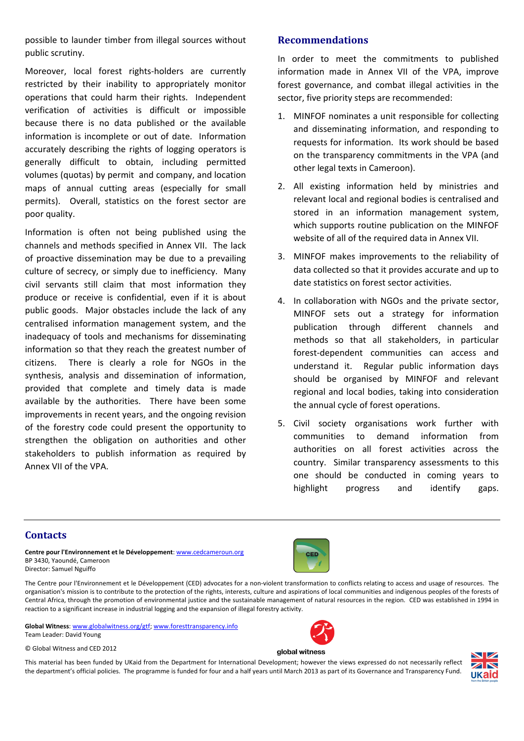possible to launder timber from illegal sources without public scrutiny.

Moreover, local forest rights-holders are currently restricted by their inability to appropriately monitor operations that could harm their rights. Independent verification of activities is difficult or impossible because there is no data published or the available information is incomplete or out of date. Information accurately describing the rights of logging operators is generally difficult to obtain, including permitted volumes (quotas) by permit and company, and location maps of annual cutting areas (especially for small permits). Overall, statistics on the forest sector are poor quality.

Information is often not being published using the channels and methods specified in Annex VII. The lack of proactive dissemination may be due to a prevailing culture of secrecy, or simply due to inefficiency. Many civil servants still claim that most information they produce or receive is confidential, even if it is about public goods. Major obstacles include the lack of any centralised information management system, and the inadequacy of tools and mechanisms for disseminating information so that they reach the greatest number of citizens. There is clearly a role for NGOs in the synthesis, analysis and dissemination of information, provided that complete and timely data is made available by the authorities. There have been some improvements in recent years, and the ongoing revision of the forestry code could present the opportunity to strengthen the obligation on authorities and other stakeholders to publish information as required by Annex VII of the VPA.

## Recommendations

In order to meet the commitments to published information made in Annex VII of the VPA, improve forest governance, and combat illegal activities in the sector, five priority steps are recommended:

1. MINFOF nominates a unit responsible for collecting and disseminating information, and responding to requests for information. Its work should be based on the transparency commitments in the VPA (and other legal texts in Cameroon).
2. All existing information held by ministries and relevant local and regional bodies is centralised and stored in an information management system, which supports routine publication on the MINFOF website of all of the required data in Annex VII.
3. MINFOF makes improvements to the reliability of data collected so that it provides accurate and up to date statistics on forest sector activities.
4. In collaboration with NGOs and the private sector, MINFOF sets out a strategy for information publication through different channels and methods so that all stakeholders, in particular forest-dependent communities can access and understand it. Regular public information days should be organised by MINFOF and relevant regional and local bodies, taking into consideration the annual cycle of forest operations.
5. Civil society organisations work further with communities to demand information from authorities on all forest activities across the country. Similar transparency assessments to this one should be conducted in coming years to highlight progress and identify gaps.

## Contacts

**Centre pour l'Environnement et le Développement**: www.cedcameroun.org
BP 3430, Yaoundé, Cameroon
Director: Samuel Nguiffo

The Centre pour l'Environnement et le Développement (CED) advocates for a non-violent transformation to conflicts relating to access and usage of resources. The organisation's mission is to contribute to the protection of the rights, interests, culture and aspirations of local communities and indigenous peoples of the forests of Central Africa, through the promotion of environmental justice and the sustainable management of natural resources in the region. CED was established in 1994 in reaction to a significant increase in industrial logging and the expansion of illegal forestry activity.

**Global Witness**: www.globalwitness.org/gtf; www.foresttransparency.info
Team Leader: David Young

© Global Witness and CED 2012

This material has been funded by UKaid from the Department for International Development; however the views expressed do not necessarily reflect the department's official policies. The programme is funded for four and a half years until March 2013 as part of its Governance and Transparency Fund.